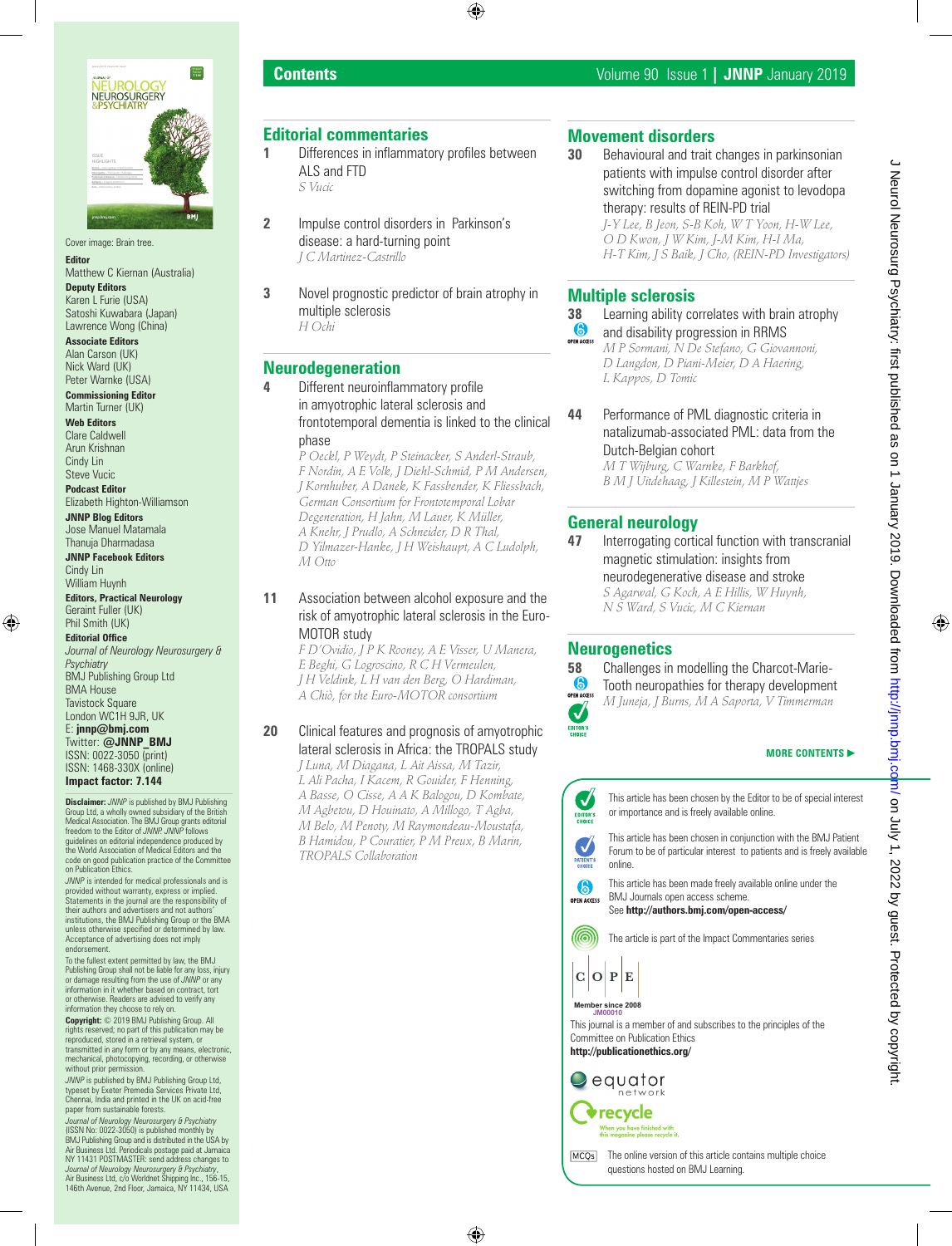# Contents

Volume 90 Issue 1 | **JNNP** January 2019

## Editorial commentaries

**1** Differences in inflammatory profiles between ALS and FTD
*S Vucic*

**2** Impulse control disorders in Parkinson's disease: a hard-turning point
*J C Martinez-Castrillo*

**3** Novel prognostic predictor of brain atrophy in multiple sclerosis
*H Ochi*

## Neurodegeneration

**4** Different neuroinflammatory profile in amyotrophic lateral sclerosis and frontotemporal dementia is linked to the clinical phase
*P Oeckl, P Weydt, P Steinacker, S Anderl-Straub, F Nordin, A E Volk, J Diehl-Schmid, P M Andersen, J Kornhuber, A Danek, K Fassbender, K Fliessbach, German Consortium for Frontotemporal Lobar Degeneration, H Jahn, M Lauer, K Müller, A Knehr, J Prudlo, A Schneider, D R Thal, D Yilmazer-Hanke, J H Weishaupt, A C Ludolph, M Otto*

**11** Association between alcohol exposure and the risk of amyotrophic lateral sclerosis in the Euro-MOTOR study
*F D'Ovidio, J P K Rooney, A E Visser, U Manera, E Beghi, G Logroscino, R C H Vermeulen, J H Veldink, L H van den Berg, O Hardiman, A Chiò, for the Euro-MOTOR consortium*

**20** Clinical features and prognosis of amyotrophic lateral sclerosis in Africa: the TROPALS study
*J Luna, M Diagana, L Ait Aissa, M Tazir, L Ali Pacha, I Kacem, R Gouider, F Henning, A Basse, O Cisse, A A K Balogou, D Kombate, M Agbetou, D Houinato, A Millogo, T Agba, M Belo, M Penoty, M Raymondeau-Moustafa, B Hamidou, P Couratier, P M Preux, B Marin, TROPALS Collaboration*

## Movement disorders

**30** Behavioural and trait changes in parkinsonian patients with impulse control disorder after switching from dopamine agonist to levodopa therapy: results of REIN-PD trial
*J-Y Lee, B Jeon, S-B Koh, W T Yoon, H-W Lee, O D Kwon, J W Kim, J-M Kim, H-I Ma, H-T Kim, J S Baik, J Cho, (REIN-PD Investigators)*

## Multiple sclerosis

**38** Learning ability correlates with brain atrophy and disability progression in RRMS (OPEN ACCESS)
*M P Sormani, N De Stefano, G Giovannoni, D Langdon, D Piani-Meier, D A Haering, L Kappos, D Tomic*

**44** Performance of PML diagnostic criteria in natalizumab-associated PML: data from the Dutch-Belgian cohort
*M T Wijburg, C Warnke, F Barkhof, B M J Uitdehaag, J Killestein, M P Wattjes*

## General neurology

**47** Interrogating cortical function with transcranial magnetic stimulation: insights from neurodegenerative disease and stroke
*S Agarwal, G Koch, A E Hillis, W Huynh, N S Ward, S Vucic, M C Kiernan*

## Neurogenetics

**58** Challenges in modelling the Charcot-Marie-Tooth neuropathies for therapy development (OPEN ACCESS, EDITOR'S CHOICE)
*M Juneja, J Burns, M A Saporta, V Timmerman*

**MORE CONTENTS ▶**

EDITOR'S CHOICE: This article has been chosen by the Editor to be of special interest or importance and is freely available online.

PATIENT'S CHOICE: This article has been chosen in conjunction with the BMJ Patient Forum to be of particular interest to patients and is freely available online.

OPEN ACCESS: This article has been made freely available online under the BMJ Journals open access scheme. See **http://authors.bmj.com/open-access/**

The article is part of the Impact Commentaries series

COPE — Member since 2008 JM00010
This journal is a member of and subscribes to the principles of the Committee on Publication Ethics
**http://publicationethics.org/**

equator network

recycle — When you have finished with this magazine please recycle it.

MCQs: The online version of this article contains multiple choice questions hosted on BMJ Learning.

---

Cover image: Brain tree.

**Editor**
Matthew C Kiernan (Australia)

**Deputy Editors**
Karen L Furie (USA)
Satoshi Kuwabara (Japan)
Lawrence Wong (China)

**Associate Editors**
Alan Carson (UK)
Nick Ward (UK)
Peter Warnke (USA)

**Commissioning Editor**
Martin Turner (UK)

**Web Editors**
Clare Caldwell
Arun Krishnan
Cindy Lin
Steve Vucic

**Podcast Editor**
Elizabeth Highton-Williamson

**JNNP Blog Editors**
Jose Manuel Matamala
Thanuja Dharmadasa

**JNNP Facebook Editors**
Cindy Lin
William Huynh

**Editors, Practical Neurology**
Geraint Fuller (UK)
Phil Smith (UK)

**Editorial Office**
*Journal of Neurology Neurosurgery & Psychiatry*
BMJ Publishing Group Ltd
BMA House
Tavistock Square
London WC1H 9JR, UK
E: **jnnp@bmj.com**
Twitter: **@JNNP_BMJ**
ISSN: 0022-3050 (print)
ISSN: 1468-330X (online)
**Impact factor: 7.144**

**Disclaimer:** *JNNP* is published by BMJ Publishing Group Ltd, a wholly owned subsidiary of the British Medical Association. The BMJ Group grants editorial freedom to the Editor of *JNNP*. *JNNP* follows guidelines on editorial independence produced by the World Association of Medical Editors and the code on good publication practice of the Committee on Publication Ethics.

*JNNP* is intended for medical professionals and is provided without warranty, express or implied. Statements in the journal are the responsibility of their authors and advertisers and not authors' institutions, the BMJ Publishing Group or the BMA unless otherwise specified or determined by law. Acceptance of advertising does not imply endorsement.

To the fullest extent permitted by law, the BMJ Publishing Group shall not be liable for any loss, injury or damage resulting from the use of *JNNP* or any information in it whether based on contract, tort or otherwise. Readers are advised to verify any information they choose to rely on.

**Copyright:** © 2019 BMJ Publishing Group. All rights reserved; no part of this publication may be reproduced, stored in a retrieval system, or transmitted in any form or by any means, electronic, mechanical, photocopying, recording, or otherwise without prior permission.

*JNNP* is published by BMJ Publishing Group Ltd, typeset by Exeter Premedia Services Private Ltd, Chennai, India and printed in the UK on acid-free paper from sustainable forests.

*Journal of Neurology Neurosurgery & Psychiatry* (ISSN No: 0022-3050) is published monthly by BMJ Publishing Group and is distributed in the USA by Air Business Ltd. Periodicals postage paid at Jamaica NY 11431 POSTMASTER: send address changes to *Journal of Neurology Neurosurgery & Psychiatry*, Air Business Ltd, c/o Worldnet Shipping Inc., 156-15, 146th Avenue, 2nd Floor, Jamaica, NY 11434, USA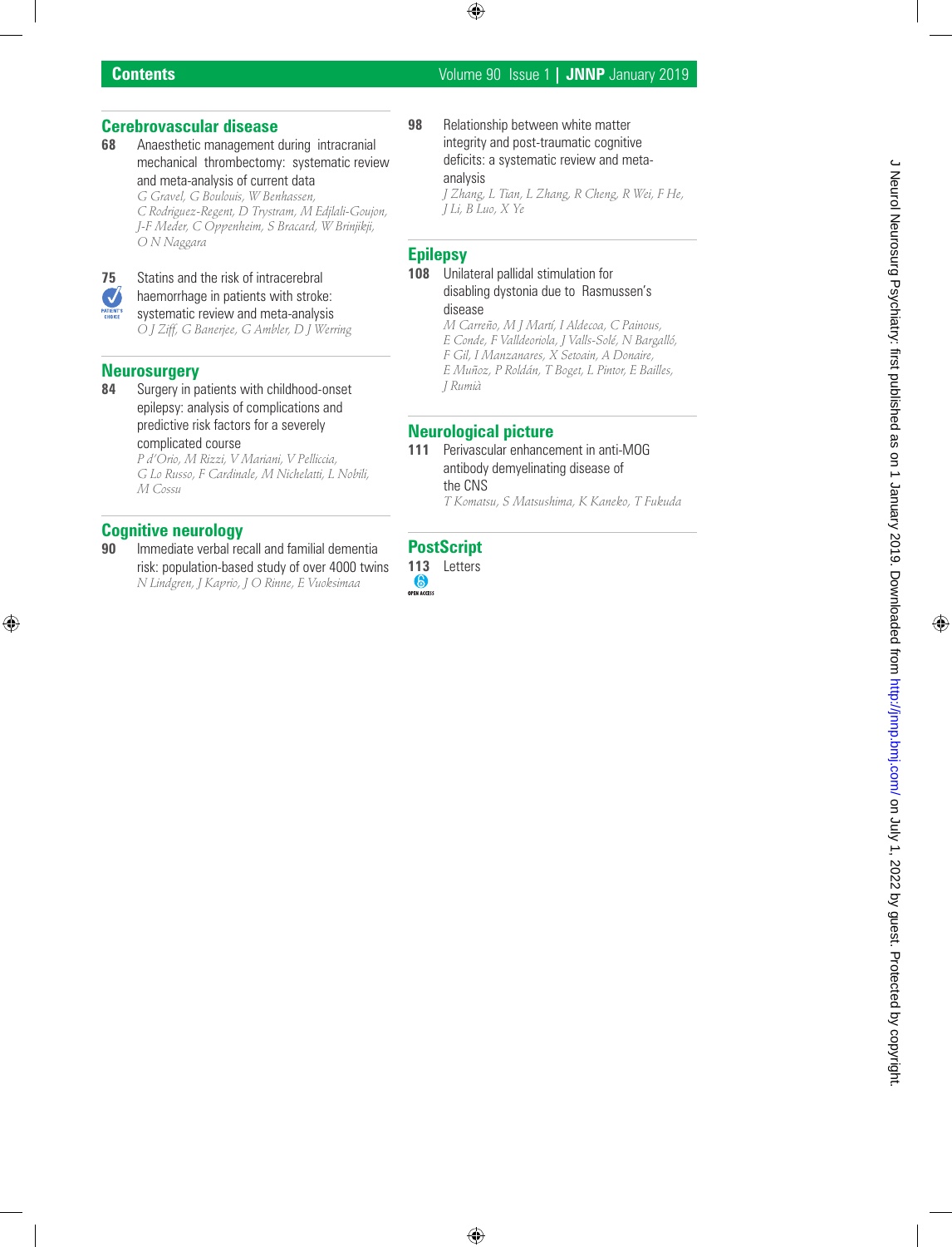## Contents

### Cerebrovascular disease

**68** Anaesthetic management during intracranial mechanical thrombectomy: systematic review and meta-analysis of current data
*G Gravel, G Boulouis, W Benhassen, C Rodriguez-Regent, D Trystram, M Edjlali-Goujon, J-F Meder, C Oppenheim, S Bracard, W Brinjikji, O N Naggara*

**75** Statins and the risk of intracerebral haemorrhage in patients with stroke: systematic review and meta-analysis
*O J Ziff, G Banerjee, G Ambler, D J Werring*

### Neurosurgery

**84** Surgery in patients with childhood-onset epilepsy: analysis of complications and predictive risk factors for a severely complicated course
*P d'Orio, M Rizzi, V Mariani, V Pelliccia, G Lo Russo, F Cardinale, M Nichelatti, L Nobili, M Cossu*

### Cognitive neurology

**90** Immediate verbal recall and familial dementia risk: population-based study of over 4000 twins
*N Lindgren, J Kaprio, J O Rinne, E Vuoksimaa*

**98** Relationship between white matter integrity and post-traumatic cognitive deficits: a systematic review and meta-analysis
*J Zhang, L Tian, L Zhang, R Cheng, R Wei, F He, J Li, B Luo, X Ye*

### Epilepsy

**108** Unilateral pallidal stimulation for disabling dystonia due to Rasmussen's disease
*M Carreño, M J Martí, I Aldecoa, C Painous, E Conde, F Valldeoriola, J Valls-Solé, N Bargalló, F Gil, I Manzanares, X Setoain, A Donaire, E Muñoz, P Roldán, T Boget, L Pintor, E Bailles, J Rumià*

### Neurological picture

**111** Perivascular enhancement in anti-MOG antibody demyelinating disease of the CNS
*T Komatsu, S Matsushima, K Kaneko, T Fukuda*

### PostScript

**113** Letters